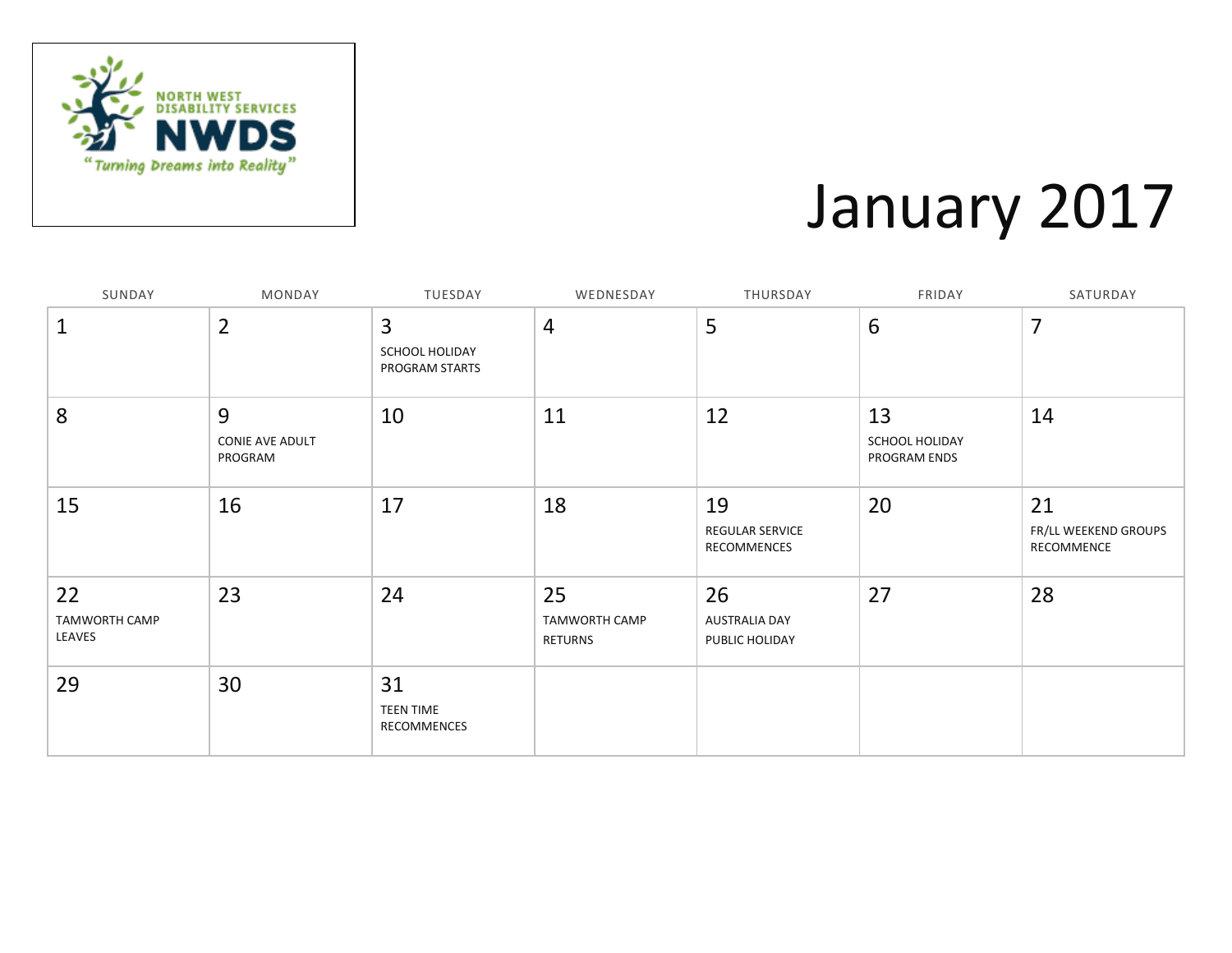NORTH WEST DISABILITY SERVICES

**NWDS**

"Turning Dreams into Reality"

# January 2017

| SUNDAY | MONDAY | TUESDAY | WEDNESDAY | THURSDAY | FRIDAY | SATURDAY |
|---|---|---|---|---|---|---|
| 1 | 2 | 3 SCHOOL HOLIDAY PROGRAM STARTS | 4 | 5 | 6 | 7 |
| 8 | 9 CONIE AVE ADULT PROGRAM | 10 | 11 | 12 | 13 SCHOOL HOLIDAY PROGRAM ENDS | 14 |
| 15 | 16 | 17 | 18 | 19 REGULAR SERVICE RECOMMENCES | 20 | 21 FR/LL WEEKEND GROUPS RECOMMENCE |
| 22 TAMWORTH CAMP LEAVES | 23 | 24 | 25 TAMWORTH CAMP RETURNS | 26 AUSTRALIA DAY PUBLIC HOLIDAY | 27 | 28 |
| 29 | 30 | 31 TEEN TIME RECOMMENCES | | | | |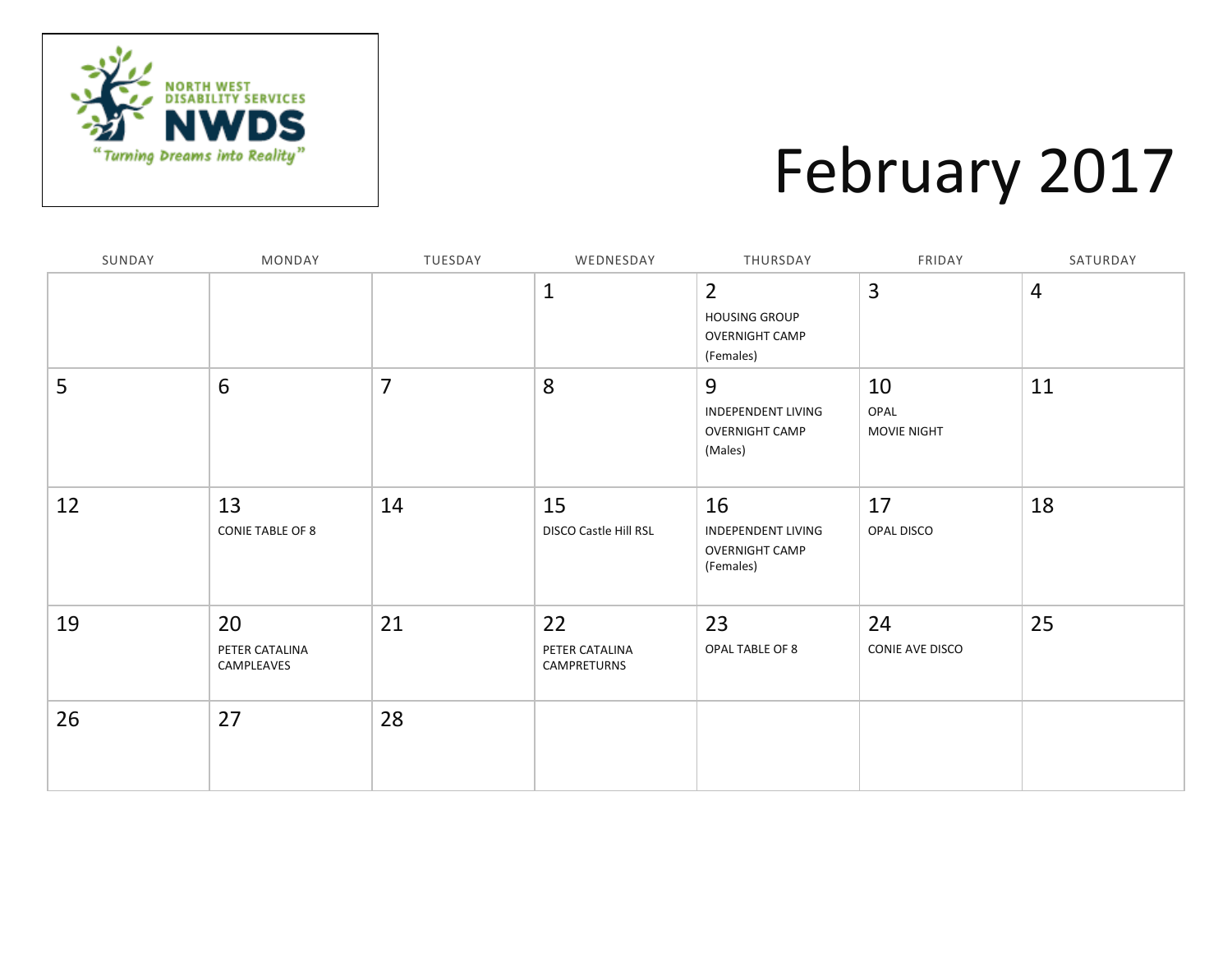NORTH WEST DISABILITY SERVICES

NWDS

"Turning Dreams into Reality"

# February 2017

| SUNDAY | MONDAY | TUESDAY | WEDNESDAY | THURSDAY | FRIDAY | SATURDAY |
|---|---|---|---|---|---|---|
| | | | 1 | 2 HOUSING GROUP OVERNIGHT CAMP (Females) | 3 | 4 |
| 5 | 6 | 7 | 8 | 9 INDEPENDENT LIVING OVERNIGHT CAMP (Males) | 10 OPAL MOVIE NIGHT | 11 |
| 12 | 13 CONIE TABLE OF 8 | 14 | 15 DISCO Castle Hill RSL | 16 INDEPENDENT LIVING OVERNIGHT CAMP (Females) | 17 OPAL DISCO | 18 |
| 19 | 20 PETER CATALINA CAMPLEAVES | 21 | 22 PETER CATALINA CAMPRETURNS | 23 OPAL TABLE OF 8 | 24 CONIE AVE DISCO | 25 |
| 26 | 27 | 28 | | | | |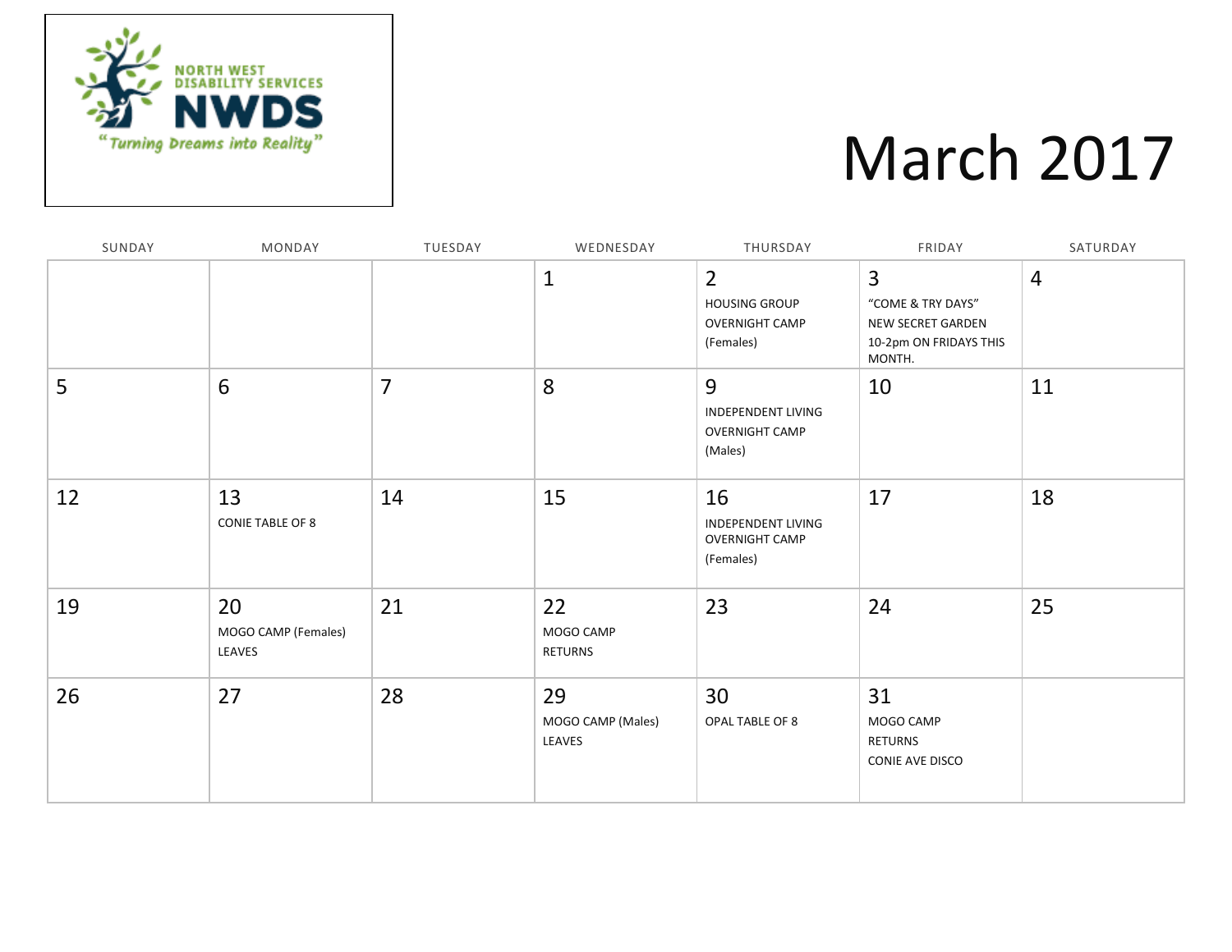NORTH WEST DISABILITY SERVICES

NWDS

"Turning Dreams into Reality"

# March 2017

| SUNDAY | MONDAY | TUESDAY | WEDNESDAY | THURSDAY | FRIDAY | SATURDAY |
|---|---|---|---|---|---|---|
| | | | 1 | 2<br>HOUSING GROUP<br>OVERNIGHT CAMP<br>(Females) | 3<br>"COME & TRY DAYS"<br>NEW SECRET GARDEN<br>10-2pm ON FRIDAYS THIS MONTH. | 4 |
| 5 | 6 | 7 | 8 | 9<br>INDEPENDENT LIVING<br>OVERNIGHT CAMP<br>(Males) | 10 | 11 |
| 12 | 13<br>CONIE TABLE OF 8 | 14 | 15 | 16<br>INDEPENDENT LIVING<br>OVERNIGHT CAMP<br>(Females) | 17 | 18 |
| 19 | 20<br>MOGO CAMP (Females)<br>LEAVES | 21 | 22<br>MOGO CAMP<br>RETURNS | 23 | 24 | 25 |
| 26 | 27 | 28 | 29<br>MOGO CAMP (Males)<br>LEAVES | 30<br>OPAL TABLE OF 8 | 31<br>MOGO CAMP<br>RETURNS<br>CONIE AVE DISCO | |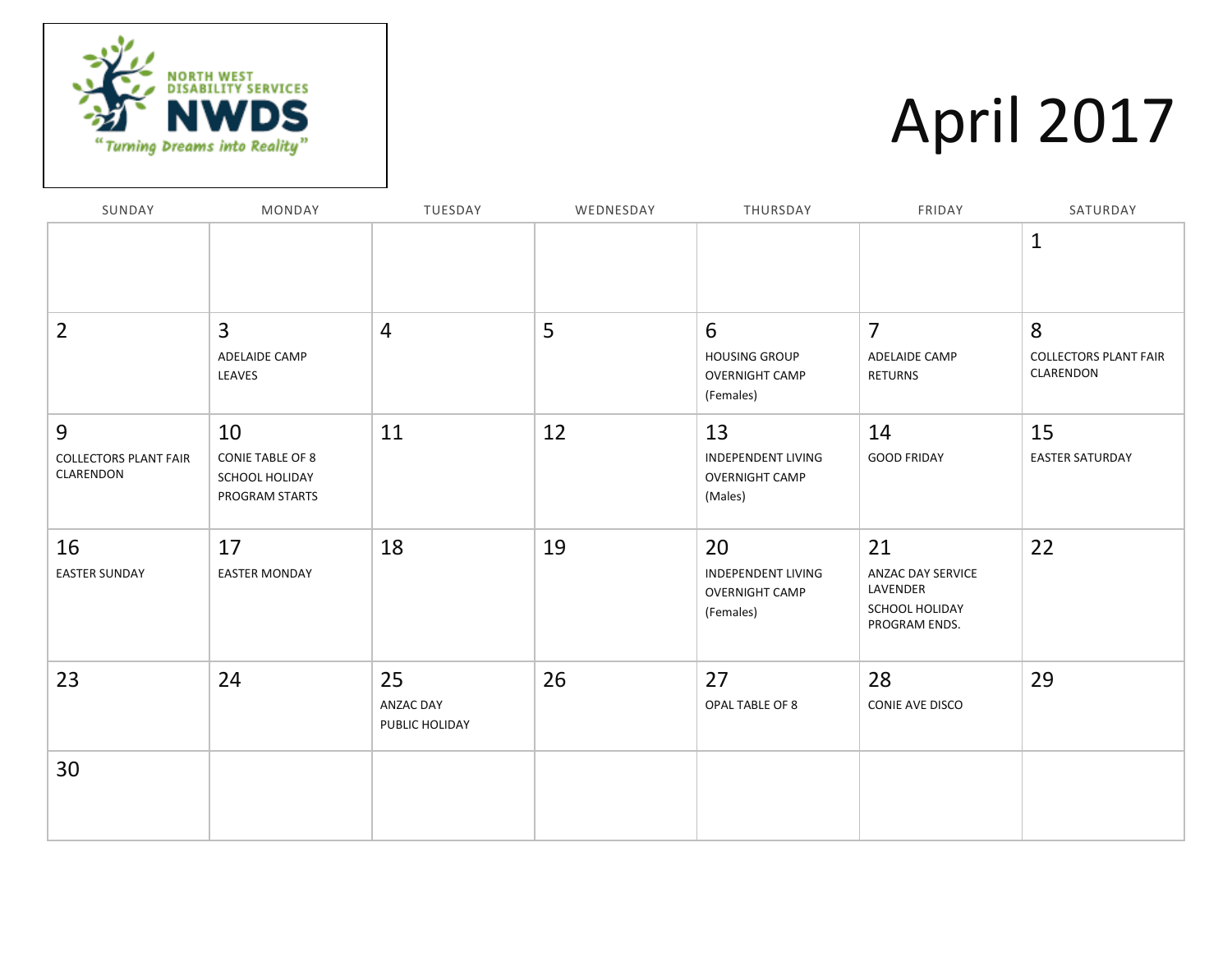NORTH WEST DISABILITY SERVICES

NWDS

"Turning Dreams into Reality"

# April 2017

| SUNDAY | MONDAY | TUESDAY | WEDNESDAY | THURSDAY | FRIDAY | SATURDAY |
|---|---|---|---|---|---|---|
| | | | | | | 1 |
| 2 | 3<br>ADELAIDE CAMP LEAVES | 4 | 5 | 6<br>HOUSING GROUP OVERNIGHT CAMP (Females) | 7<br>ADELAIDE CAMP RETURNS | 8<br>COLLECTORS PLANT FAIR CLARENDON |
| 9<br>COLLECTORS PLANT FAIR CLARENDON | 10<br>CONIE TABLE OF 8<br>SCHOOL HOLIDAY PROGRAM STARTS | 11 | 12 | 13<br>INDEPENDENT LIVING OVERNIGHT CAMP (Males) | 14<br>GOOD FRIDAY | 15<br>EASTER SATURDAY |
| 16<br>EASTER SUNDAY | 17<br>EASTER MONDAY | 18 | 19 | 20<br>INDEPENDENT LIVING OVERNIGHT CAMP (Females) | 21<br>ANZAC DAY SERVICE LAVENDER<br>SCHOOL HOLIDAY PROGRAM ENDS. | 22 |
| 23 | 24 | 25<br>ANZAC DAY PUBLIC HOLIDAY | 26 | 27<br>OPAL TABLE OF 8 | 28<br>CONIE AVE DISCO | 29 |
| 30 | | | | | | |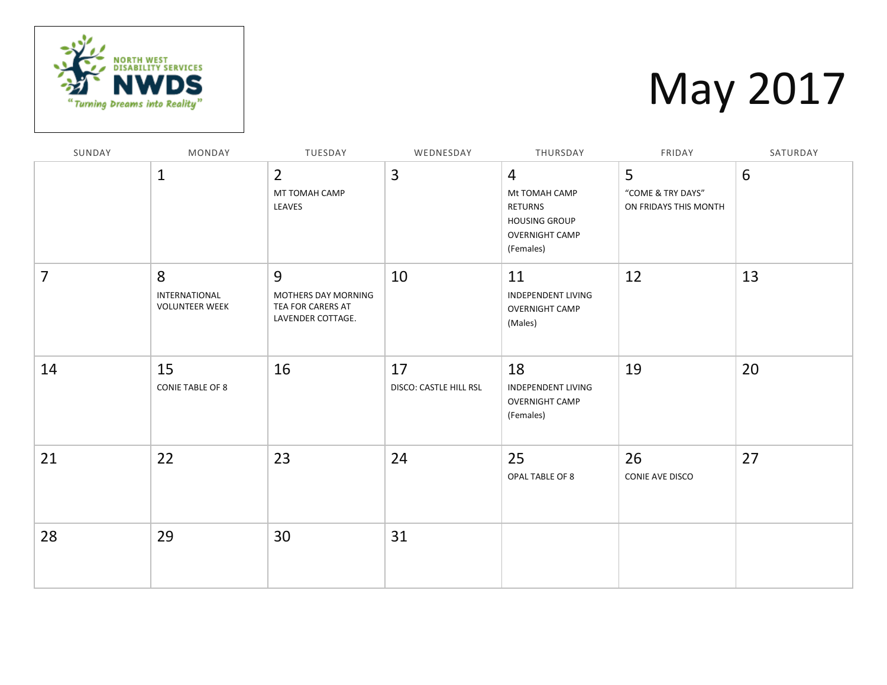NORTH WEST DISABILITY SERVICES

NWDS

"Turning Dreams into Reality"

# May 2017

| SUNDAY | MONDAY | TUESDAY | WEDNESDAY | THURSDAY | FRIDAY | SATURDAY |
|---|---|---|---|---|---|---|
| | 1 | 2<br>MT TOMAH CAMP LEAVES | 3 | 4<br>Mt TOMAH CAMP RETURNS<br>HOUSING GROUP OVERNIGHT CAMP (Females) | 5<br>"COME & TRY DAYS" ON FRIDAYS THIS MONTH | 6 |
| 7 | 8<br>INTERNATIONAL VOLUNTEER WEEK | 9<br>MOTHERS DAY MORNING TEA FOR CARERS AT LAVENDER COTTAGE. | 10 | 11<br>INDEPENDENT LIVING OVERNIGHT CAMP (Males) | 12 | 13 |
| 14 | 15<br>CONIE TABLE OF 8 | 16 | 17<br>DISCO: CASTLE HILL RSL | 18<br>INDEPENDENT LIVING OVERNIGHT CAMP (Females) | 19 | 20 |
| 21 | 22 | 23 | 24 | 25<br>OPAL TABLE OF 8 | 26<br>CONIE AVE DISCO | 27 |
| 28 | 29 | 30 | 31 | | | |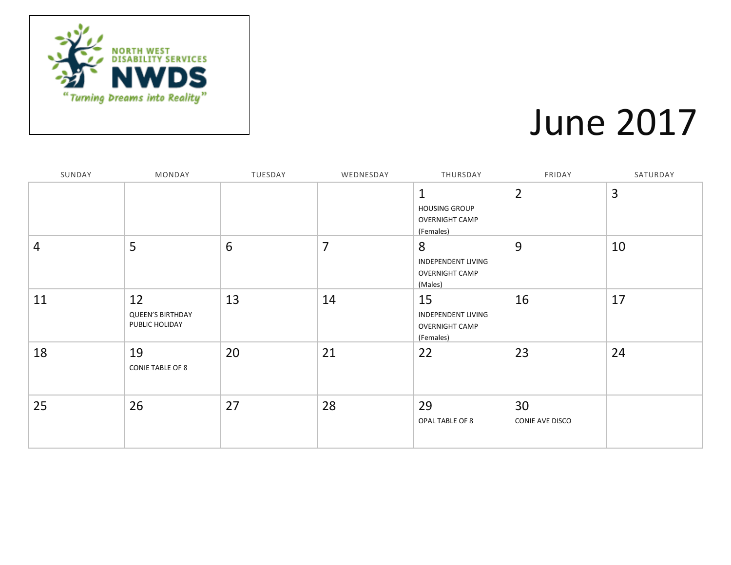NORTH WEST DISABILITY SERVICES

NWDS

"Turning Dreams into Reality"

# June 2017

| SUNDAY | MONDAY | TUESDAY | WEDNESDAY | THURSDAY | FRIDAY | SATURDAY |
|---|---|---|---|---|---|---|
| | | | | 1 HOUSING GROUP OVERNIGHT CAMP (Females) | 2 | 3 |
| 4 | 5 | 6 | 7 | 8 INDEPENDENT LIVING OVERNIGHT CAMP (Males) | 9 | 10 |
| 11 | 12 QUEEN'S BIRTHDAY PUBLIC HOLIDAY | 13 | 14 | 15 INDEPENDENT LIVING OVERNIGHT CAMP (Females) | 16 | 17 |
| 18 | 19 CONIE TABLE OF 8 | 20 | 21 | 22 | 23 | 24 |
| 25 | 26 | 27 | 28 | 29 OPAL TABLE OF 8 | 30 CONIE AVE DISCO | |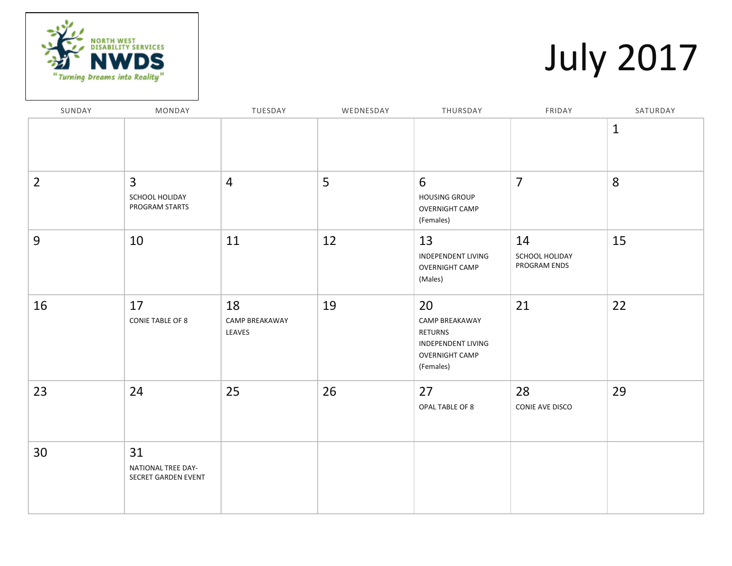NORTH WEST DISABILITY SERVICES

NWDS

"Turning Dreams into Reality"

# July 2017

| SUNDAY | MONDAY | TUESDAY | WEDNESDAY | THURSDAY | FRIDAY | SATURDAY |
|---|---|---|---|---|---|---|
| | | | | | | 1 |
| 2 | 3<br>SCHOOL HOLIDAY PROGRAM STARTS | 4 | 5 | 6<br>HOUSING GROUP OVERNIGHT CAMP (Females) | 7 | 8 |
| 9 | 10 | 11 | 12 | 13<br>INDEPENDENT LIVING OVERNIGHT CAMP (Males) | 14<br>SCHOOL HOLIDAY PROGRAM ENDS | 15 |
| 16 | 17<br>CONIE TABLE OF 8 | 18<br>CAMP BREAKAWAY LEAVES | 19 | 20<br>CAMP BREAKAWAY RETURNS<br>INDEPENDENT LIVING OVERNIGHT CAMP (Females) | 21 | 22 |
| 23 | 24 | 25 | 26 | 27<br>OPAL TABLE OF 8 | 28<br>CONIE AVE DISCO | 29 |
| 30 | 31<br>NATIONAL TREE DAY- SECRET GARDEN EVENT | | | | | |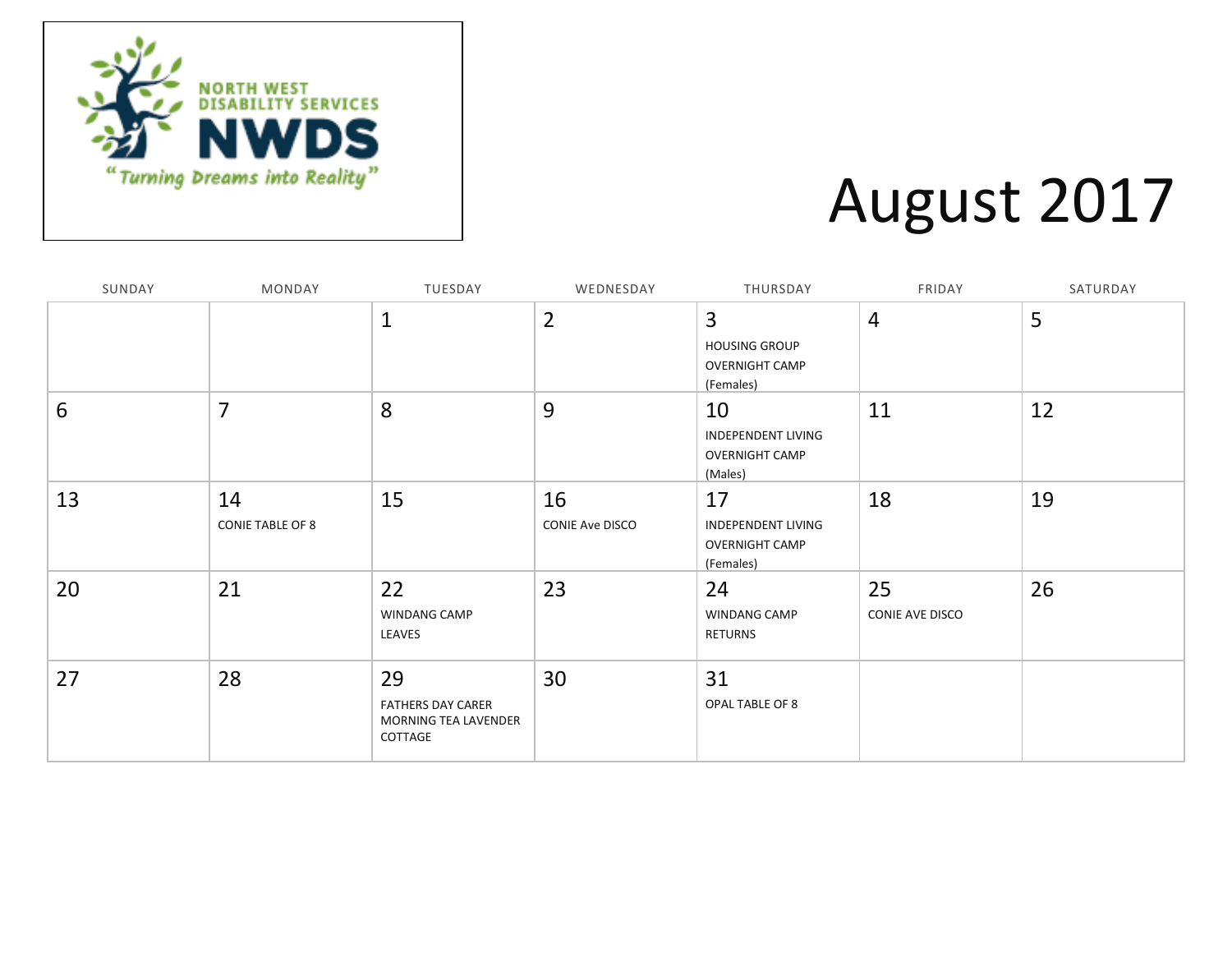NORTH WEST DISABILITY SERVICES

NWDS

"Turning Dreams into Reality"

# August 2017

| SUNDAY | MONDAY | TUESDAY | WEDNESDAY | THURSDAY | FRIDAY | SATURDAY |
|---|---|---|---|---|---|---|
| | | 1 | 2 | 3<br>HOUSING GROUP OVERNIGHT CAMP (Females) | 4 | 5 |
| 6 | 7 | 8 | 9 | 10<br>INDEPENDENT LIVING OVERNIGHT CAMP (Males) | 11 | 12 |
| 13 | 14<br>CONIE TABLE OF 8 | 15 | 16<br>CONIE Ave DISCO | 17<br>INDEPENDENT LIVING OVERNIGHT CAMP (Females) | 18 | 19 |
| 20 | 21 | 22<br>WINDANG CAMP LEAVES | 23 | 24<br>WINDANG CAMP RETURNS | 25<br>CONIE AVE DISCO | 26 |
| 27 | 28 | 29<br>FATHERS DAY CARER MORNING TEA LAVENDER COTTAGE | 30 | 31<br>OPAL TABLE OF 8 | | |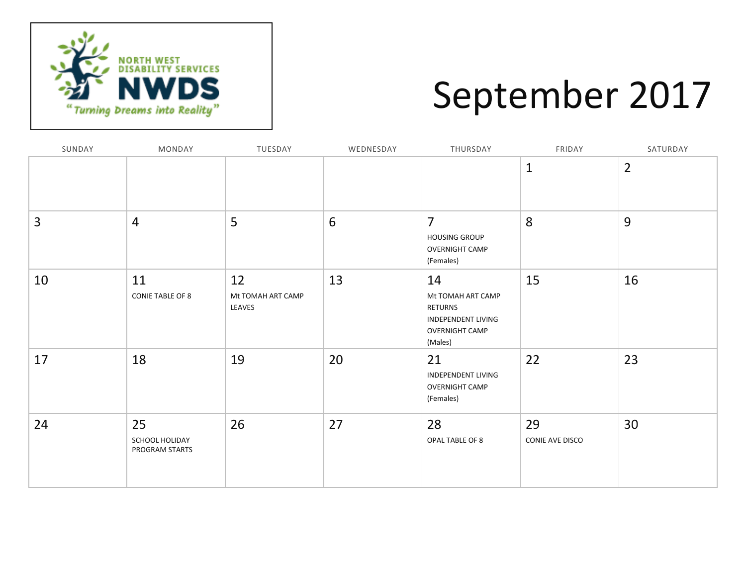NORTH WEST DISABILITY SERVICES

NWDS

"Turning Dreams into Reality"

# September 2017

| SUNDAY | MONDAY | TUESDAY | WEDNESDAY | THURSDAY | FRIDAY | SATURDAY |
|---|---|---|---|---|---|---|
| | | | | | 1 | 2 |
| 3 | 4 | 5 | 6 | 7 HOUSING GROUP OVERNIGHT CAMP (Females) | 8 | 9 |
| 10 | 11 CONIE TABLE OF 8 | 12 Mt TOMAH ART CAMP LEAVES | 13 | 14 Mt TOMAH ART CAMP RETURNS INDEPENDENT LIVING OVERNIGHT CAMP (Males) | 15 | 16 |
| 17 | 18 | 19 | 20 | 21 INDEPENDENT LIVING OVERNIGHT CAMP (Females) | 22 | 23 |
| 24 | 25 SCHOOL HOLIDAY PROGRAM STARTS | 26 | 27 | 28 OPAL TABLE OF 8 | 29 CONIE AVE DISCO | 30 |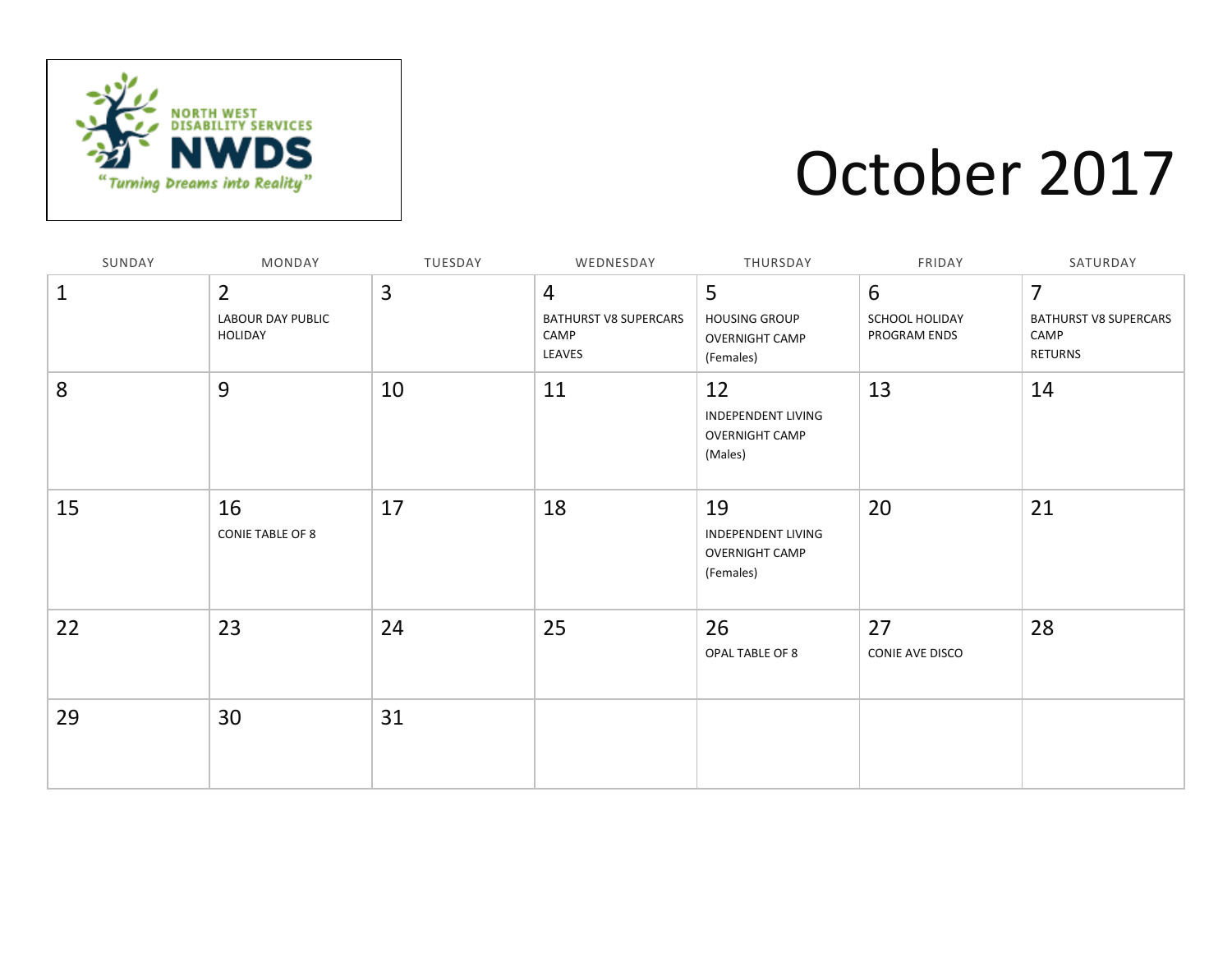NORTH WEST DISABILITY SERVICES

NWDS

"Turning Dreams into Reality"

# October 2017

| SUNDAY | MONDAY | TUESDAY | WEDNESDAY | THURSDAY | FRIDAY | SATURDAY |
|---|---|---|---|---|---|---|
| 1 | 2<br>LABOUR DAY PUBLIC HOLIDAY | 3 | 4<br>BATHURST V8 SUPERCARS CAMP<br>LEAVES | 5<br>HOUSING GROUP OVERNIGHT CAMP (Females) | 6<br>SCHOOL HOLIDAY PROGRAM ENDS | 7<br>BATHURST V8 SUPERCARS CAMP<br>RETURNS |
| 8 | 9 | 10 | 11 | 12<br>INDEPENDENT LIVING OVERNIGHT CAMP (Males) | 13 | 14 |
| 15 | 16<br>CONIE TABLE OF 8 | 17 | 18 | 19<br>INDEPENDENT LIVING OVERNIGHT CAMP (Females) | 20 | 21 |
| 22 | 23 | 24 | 25 | 26<br>OPAL TABLE OF 8 | 27<br>CONIE AVE DISCO | 28 |
| 29 | 30 | 31 | | | | |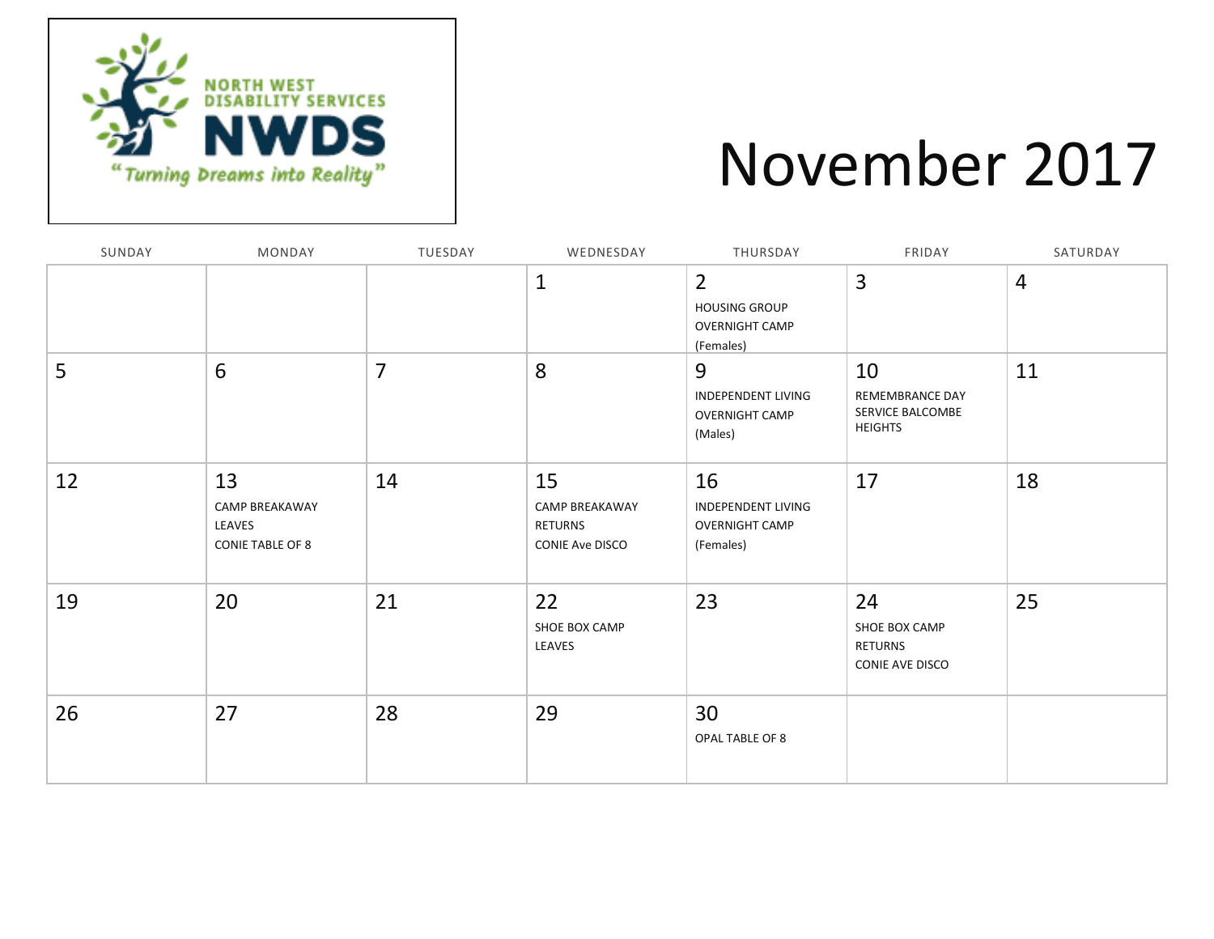NORTH WEST DISABILITY SERVICES

NWDS

"Turning Dreams into Reality"

# November 2017

| SUNDAY | MONDAY | TUESDAY | WEDNESDAY | THURSDAY | FRIDAY | SATURDAY |
|---|---|---|---|---|---|---|
| | | | 1 | 2<br>HOUSING GROUP OVERNIGHT CAMP (Females) | 3 | 4 |
| 5 | 6 | 7 | 8 | 9<br>INDEPENDENT LIVING OVERNIGHT CAMP (Males) | 10<br>REMEMBRANCE DAY SERVICE BALCOMBE HEIGHTS | 11 |
| 12 | 13<br>CAMP BREAKAWAY LEAVES<br>CONIE TABLE OF 8 | 14 | 15<br>CAMP BREAKAWAY RETURNS<br>CONIE Ave DISCO | 16<br>INDEPENDENT LIVING OVERNIGHT CAMP (Females) | 17 | 18 |
| 19 | 20 | 21 | 22<br>SHOE BOX CAMP LEAVES | 23 | 24<br>SHOE BOX CAMP RETURNS<br>CONIE AVE DISCO | 25 |
| 26 | 27 | 28 | 29 | 30<br>OPAL TABLE OF 8 | | |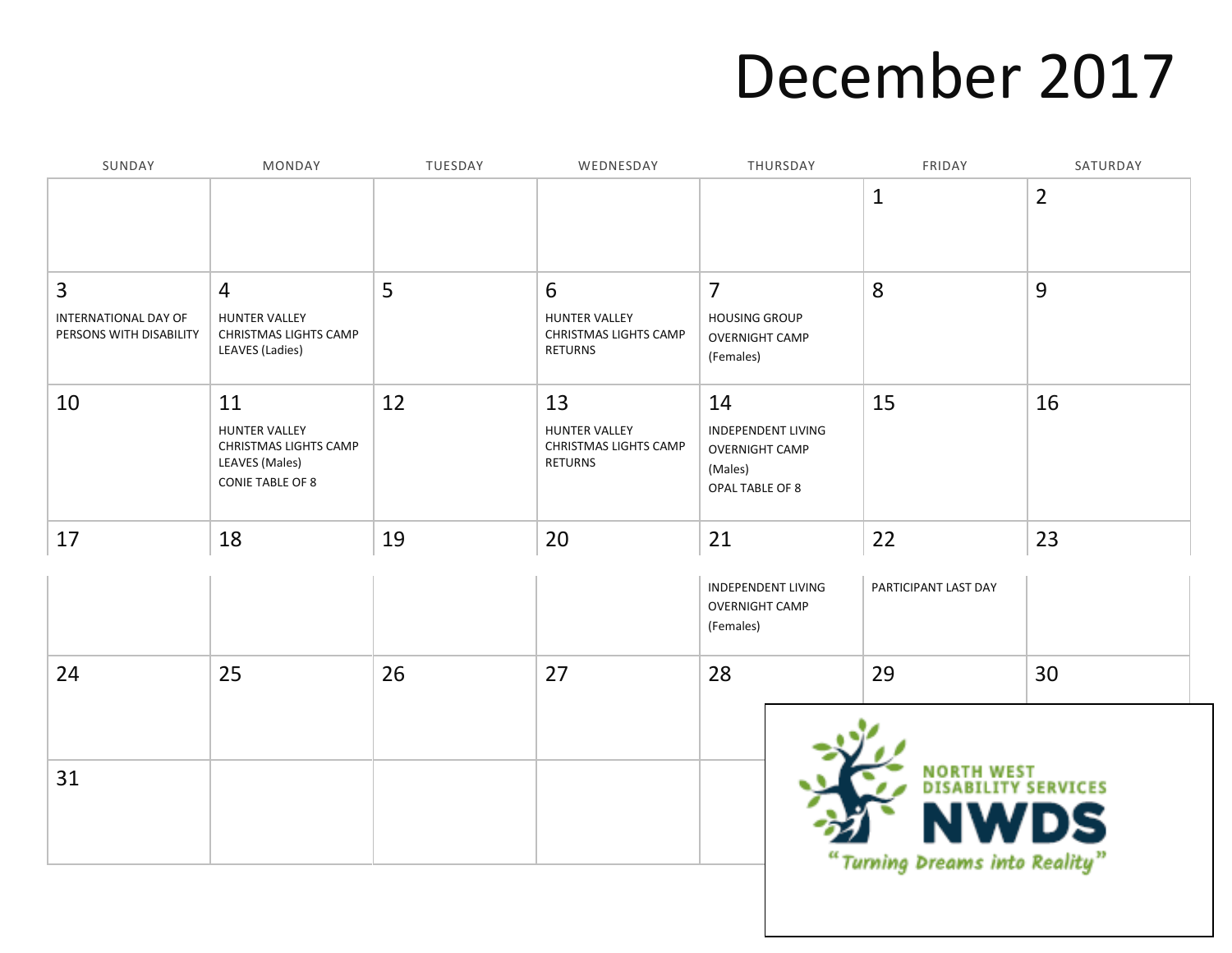# December 2017

| SUNDAY | MONDAY | TUESDAY | WEDNESDAY | THURSDAY | FRIDAY | SATURDAY |
|---|---|---|---|---|---|---|
| | | | | | 1 | 2 |
| 3 INTERNATIONAL DAY OF PERSONS WITH DISABILITY | 4 HUNTER VALLEY CHRISTMAS LIGHTS CAMP LEAVES (Ladies) | 5 | 6 HUNTER VALLEY CHRISTMAS LIGHTS CAMP RETURNS | 7 HOUSING GROUP OVERNIGHT CAMP (Females) | 8 | 9 |
| 10 | 11 HUNTER VALLEY CHRISTMAS LIGHTS CAMP LEAVES (Males) CONIE TABLE OF 8 | 12 | 13 HUNTER VALLEY CHRISTMAS LIGHTS CAMP RETURNS | 14 INDEPENDENT LIVING OVERNIGHT CAMP (Males) OPAL TABLE OF 8 | 15 | 16 |
| 17 | 18 | 19 | 20 | 21 INDEPENDENT LIVING OVERNIGHT CAMP (Females) | 22 PARTICIPANT LAST DAY | 23 |
| 24 | 25 | 26 | 27 | 28 | 29 | 30 |
| 31 | | | | | | |

NORTH WEST DISABILITY SERVICES

NWDS

"Turning Dreams into Reality"